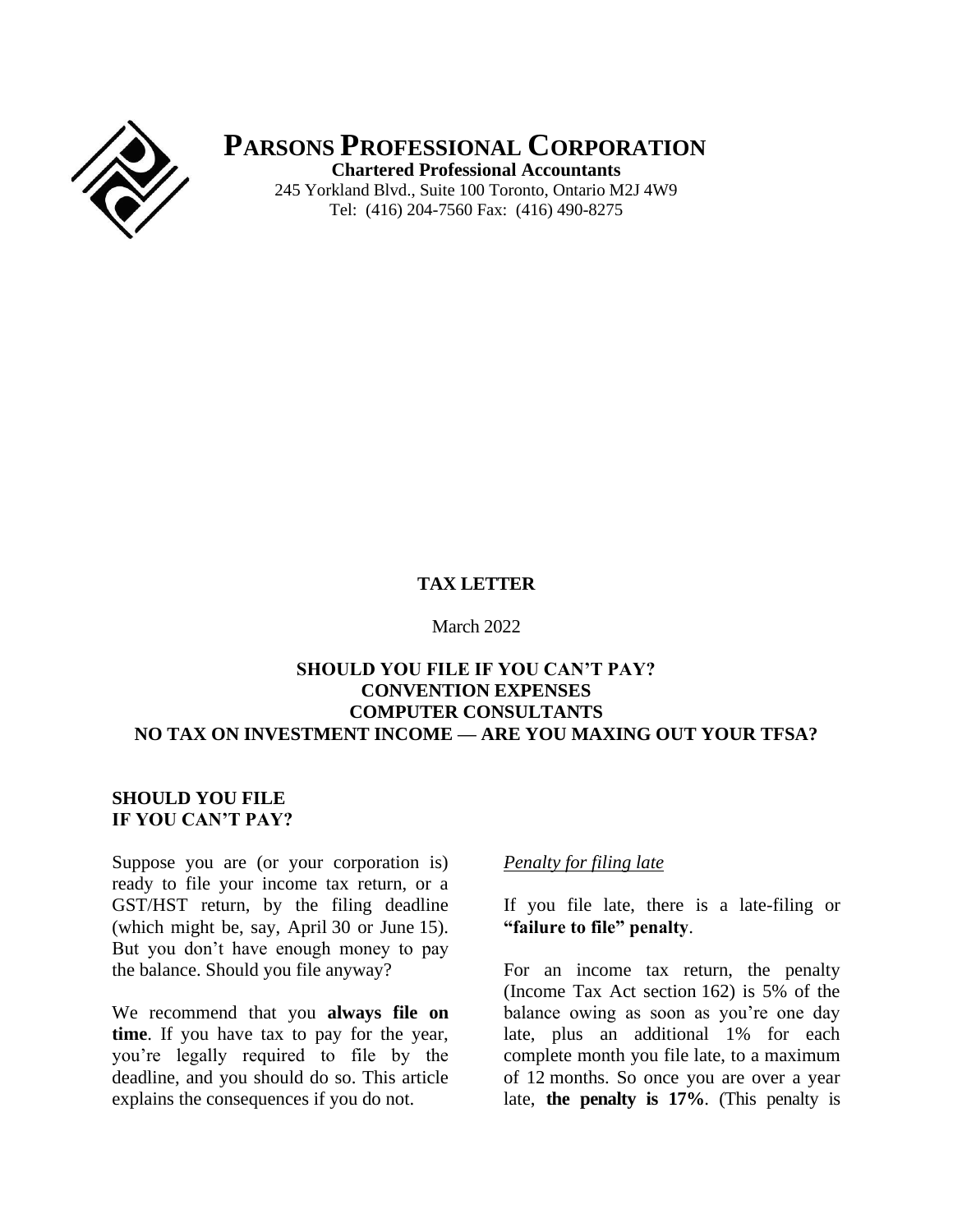# **PARSONS PROFESSIONAL CORPORATION**

**Chartered Professional Accountants**
245 Yorkland Blvd., Suite 100 Toronto, Ontario M2J 4W9
Tel: (416) 204-7560 Fax: (416) 490-8275

## TAX LETTER

March 2022

**SHOULD YOU FILE IF YOU CAN'T PAY?**
**CONVENTION EXPENSES**
**COMPUTER CONSULTANTS**
**NO TAX ON INVESTMENT INCOME — ARE YOU MAXING OUT YOUR TFSA?**

### SHOULD YOU FILE IF YOU CAN'T PAY?

Suppose you are (or your corporation is) ready to file your income tax return, or a GST/HST return, by the filing deadline (which might be, say, April 30 or June 15). But you don't have enough money to pay the balance. Should you file anyway?

We recommend that you **always file on time**. If you have tax to pay for the year, you're legally required to file by the deadline, and you should do so. This article explains the consequences if you do not.

*Penalty for filing late*

If you file late, there is a late-filing or **"failure to file" penalty**.

For an income tax return, the penalty (Income Tax Act section 162) is 5% of the balance owing as soon as you're one day late, plus an additional 1% for each complete month you file late, to a maximum of 12 months. So once you are over a year late, **the penalty is 17%**. (This penalty is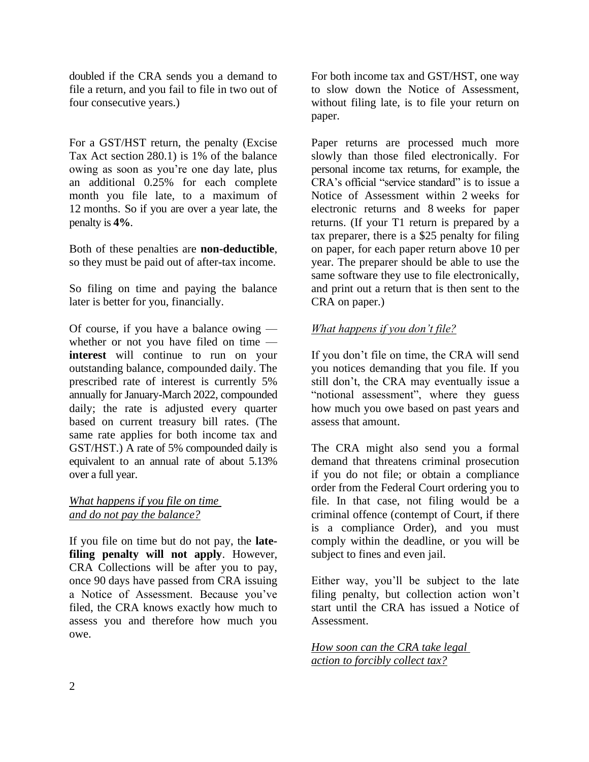doubled if the CRA sends you a demand to file a return, and you fail to file in two out of four consecutive years.)

For a GST/HST return, the penalty (Excise Tax Act section 280.1) is 1% of the balance owing as soon as you're one day late, plus an additional 0.25% for each complete month you file late, to a maximum of 12 months. So if you are over a year late, the penalty is **4%**.

Both of these penalties are **non-deductible**, so they must be paid out of after-tax income.

So filing on time and paying the balance later is better for you, financially.

Of course, if you have a balance owing — whether or not you have filed on time — **interest** will continue to run on your outstanding balance, compounded daily. The prescribed rate of interest is currently 5% annually for January-March 2022, compounded daily; the rate is adjusted every quarter based on current treasury bill rates. (The same rate applies for both income tax and GST/HST.) A rate of 5% compounded daily is equivalent to an annual rate of about 5.13% over a full year.

*What happens if you file on time and do not pay the balance?*

If you file on time but do not pay, the **late-filing penalty will not apply**. However, CRA Collections will be after you to pay, once 90 days have passed from CRA issuing a Notice of Assessment. Because you've filed, the CRA knows exactly how much to assess you and therefore how much you owe.

For both income tax and GST/HST, one way to slow down the Notice of Assessment, without filing late, is to file your return on paper.

Paper returns are processed much more slowly than those filed electronically. For personal income tax returns, for example, the CRA's official "service standard" is to issue a Notice of Assessment within 2 weeks for electronic returns and 8 weeks for paper returns. (If your T1 return is prepared by a tax preparer, there is a $25 penalty for filing on paper, for each paper return above 10 per year. The preparer should be able to use the same software they use to file electronically, and print out a return that is then sent to the CRA on paper.)

*What happens if you don't file?*

If you don't file on time, the CRA will send you notices demanding that you file. If you still don't, the CRA may eventually issue a "notional assessment", where they guess how much you owe based on past years and assess that amount.

The CRA might also send you a formal demand that threatens criminal prosecution if you do not file; or obtain a compliance order from the Federal Court ordering you to file. In that case, not filing would be a criminal offence (contempt of Court, if there is a compliance Order), and you must comply within the deadline, or you will be subject to fines and even jail.

Either way, you'll be subject to the late filing penalty, but collection action won't start until the CRA has issued a Notice of Assessment.

*How soon can the CRA take legal action to forcibly collect tax?*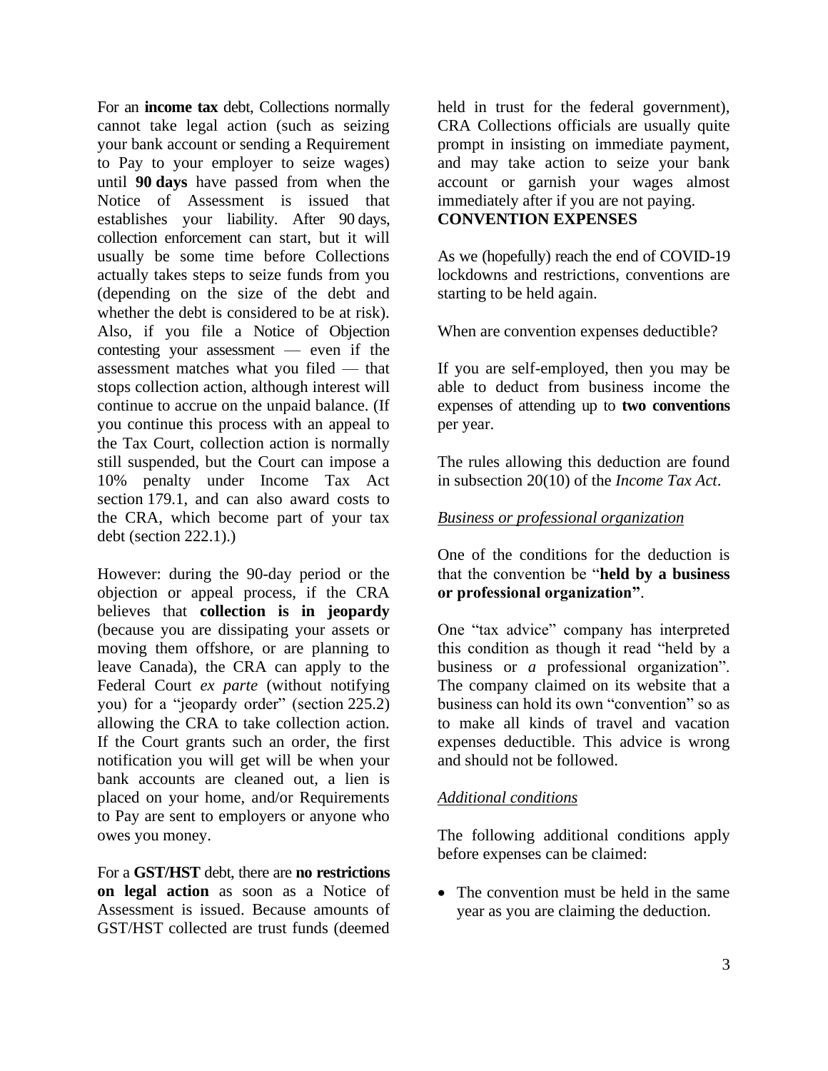For an **income tax** debt, Collections normally cannot take legal action (such as seizing your bank account or sending a Requirement to Pay to your employer to seize wages) until **90 days** have passed from when the Notice of Assessment is issued that establishes your liability. After 90 days, collection enforcement can start, but it will usually be some time before Collections actually takes steps to seize funds from you (depending on the size of the debt and whether the debt is considered to be at risk). Also, if you file a Notice of Objection contesting your assessment — even if the assessment matches what you filed — that stops collection action, although interest will continue to accrue on the unpaid balance. (If you continue this process with an appeal to the Tax Court, collection action is normally still suspended, but the Court can impose a 10% penalty under Income Tax Act section 179.1, and can also award costs to the CRA, which become part of your tax debt (section 222.1).)

However: during the 90-day period or the objection or appeal process, if the CRA believes that **collection is in jeopardy** (because you are dissipating your assets or moving them offshore, or are planning to leave Canada), the CRA can apply to the Federal Court *ex parte* (without notifying you) for a "jeopardy order" (section 225.2) allowing the CRA to take collection action. If the Court grants such an order, the first notification you will get will be when your bank accounts are cleaned out, a lien is placed on your home, and/or Requirements to Pay are sent to employers or anyone who owes you money.

For a **GST/HST** debt, there are **no restrictions on legal action** as soon as a Notice of Assessment is issued. Because amounts of GST/HST collected are trust funds (deemed held in trust for the federal government), CRA Collections officials are usually quite prompt in insisting on immediate payment, and may take action to seize your bank account or garnish your wages almost immediately after if you are not paying.

## CONVENTION EXPENSES

As we (hopefully) reach the end of COVID-19 lockdowns and restrictions, conventions are starting to be held again.

When are convention expenses deductible?

If you are self-employed, then you may be able to deduct from business income the expenses of attending up to **two conventions** per year.

The rules allowing this deduction are found in subsection 20(10) of the *Income Tax Act*.

### *Business or professional organization*

One of the conditions for the deduction is that the convention be "**held by a business or professional organization"**.

One "tax advice" company has interpreted this condition as though it read "held by a business or *a* professional organization". The company claimed on its website that a business can hold its own "convention" so as to make all kinds of travel and vacation expenses deductible. This advice is wrong and should not be followed.

### *Additional conditions*

The following additional conditions apply before expenses can be claimed:

- The convention must be held in the same year as you are claiming the deduction.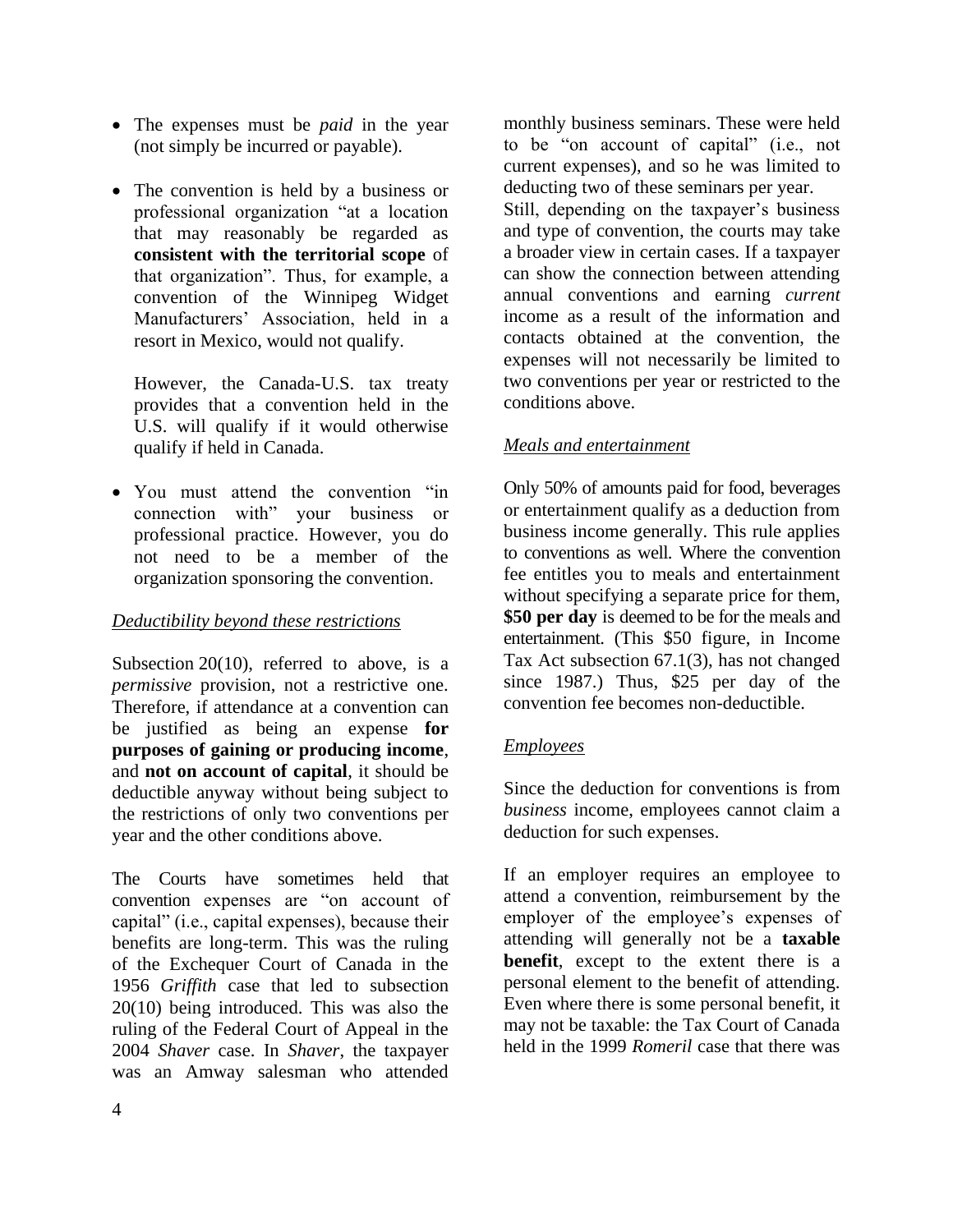- The expenses must be *paid* in the year (not simply be incurred or payable).

- The convention is held by a business or professional organization "at a location that may reasonably be regarded as **consistent with the territorial scope** of that organization". Thus, for example, a convention of the Winnipeg Widget Manufacturers' Association, held in a resort in Mexico, would not qualify.

  However, the Canada-U.S. tax treaty provides that a convention held in the U.S. will qualify if it would otherwise qualify if held in Canada.

- You must attend the convention "in connection with" your business or professional practice. However, you do not need to be a member of the organization sponsoring the convention.

*Deductibility beyond these restrictions*

Subsection 20(10), referred to above, is a *permissive* provision, not a restrictive one. Therefore, if attendance at a convention can be justified as being an expense **for purposes of gaining or producing income**, and **not on account of capital**, it should be deductible anyway without being subject to the restrictions of only two conventions per year and the other conditions above.

The Courts have sometimes held that convention expenses are "on account of capital" (i.e., capital expenses), because their benefits are long-term. This was the ruling of the Exchequer Court of Canada in the 1956 *Griffith* case that led to subsection 20(10) being introduced. This was also the ruling of the Federal Court of Appeal in the 2004 *Shaver* case. In *Shaver*, the taxpayer was an Amway salesman who attended monthly business seminars. These were held to be "on account of capital" (i.e., not current expenses), and so he was limited to deducting two of these seminars per year.

Still, depending on the taxpayer's business and type of convention, the courts may take a broader view in certain cases. If a taxpayer can show the connection between attending annual conventions and earning *current* income as a result of the information and contacts obtained at the convention, the expenses will not necessarily be limited to two conventions per year or restricted to the conditions above.

*Meals and entertainment*

Only 50% of amounts paid for food, beverages or entertainment qualify as a deduction from business income generally. This rule applies to conventions as well. Where the convention fee entitles you to meals and entertainment without specifying a separate price for them, **$50 per day** is deemed to be for the meals and entertainment. (This $50 figure, in Income Tax Act subsection 67.1(3), has not changed since 1987.) Thus, $25 per day of the convention fee becomes non-deductible.

*Employees*

Since the deduction for conventions is from *business* income, employees cannot claim a deduction for such expenses.

If an employer requires an employee to attend a convention, reimbursement by the employer of the employee's expenses of attending will generally not be a **taxable benefit**, except to the extent there is a personal element to the benefit of attending. Even where there is some personal benefit, it may not be taxable: the Tax Court of Canada held in the 1999 *Romeril* case that there was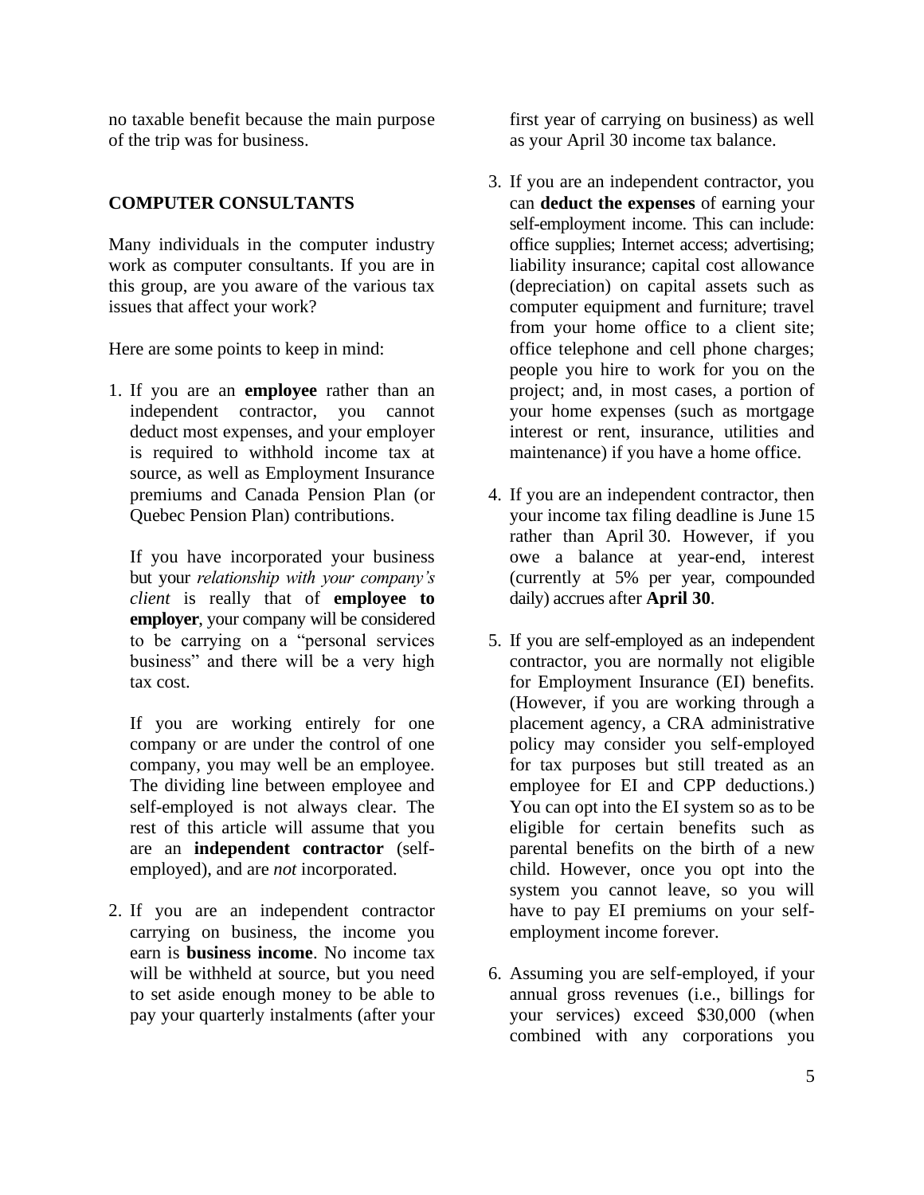no taxable benefit because the main purpose of the trip was for business.

## COMPUTER CONSULTANTS

Many individuals in the computer industry work as computer consultants. If you are in this group, are you aware of the various tax issues that affect your work?

Here are some points to keep in mind:

1. If you are an **employee** rather than an independent contractor, you cannot deduct most expenses, and your employer is required to withhold income tax at source, as well as Employment Insurance premiums and Canada Pension Plan (or Quebec Pension Plan) contributions.

   If you have incorporated your business but your *relationship with your company's client* is really that of **employee to employer**, your company will be considered to be carrying on a "personal services business" and there will be a very high tax cost.

   If you are working entirely for one company or are under the control of one company, you may well be an employee. The dividing line between employee and self-employed is not always clear. The rest of this article will assume that you are an **independent contractor** (self-employed), and are *not* incorporated.

2. If you are an independent contractor carrying on business, the income you earn is **business income**. No income tax will be withheld at source, but you need to set aside enough money to be able to pay your quarterly instalments (after your first year of carrying on business) as well as your April 30 income tax balance.

3. If you are an independent contractor, you can **deduct the expenses** of earning your self-employment income. This can include: office supplies; Internet access; advertising; liability insurance; capital cost allowance (depreciation) on capital assets such as computer equipment and furniture; travel from your home office to a client site; office telephone and cell phone charges; people you hire to work for you on the project; and, in most cases, a portion of your home expenses (such as mortgage interest or rent, insurance, utilities and maintenance) if you have a home office.

4. If you are an independent contractor, then your income tax filing deadline is June 15 rather than April 30. However, if you owe a balance at year-end, interest (currently at 5% per year, compounded daily) accrues after **April 30**.

5. If you are self-employed as an independent contractor, you are normally not eligible for Employment Insurance (EI) benefits. (However, if you are working through a placement agency, a CRA administrative policy may consider you self-employed for tax purposes but still treated as an employee for EI and CPP deductions.) You can opt into the EI system so as to be eligible for certain benefits such as parental benefits on the birth of a new child. However, once you opt into the system you cannot leave, so you will have to pay EI premiums on your self-employment income forever.

6. Assuming you are self-employed, if your annual gross revenues (i.e., billings for your services) exceed $30,000 (when combined with any corporations you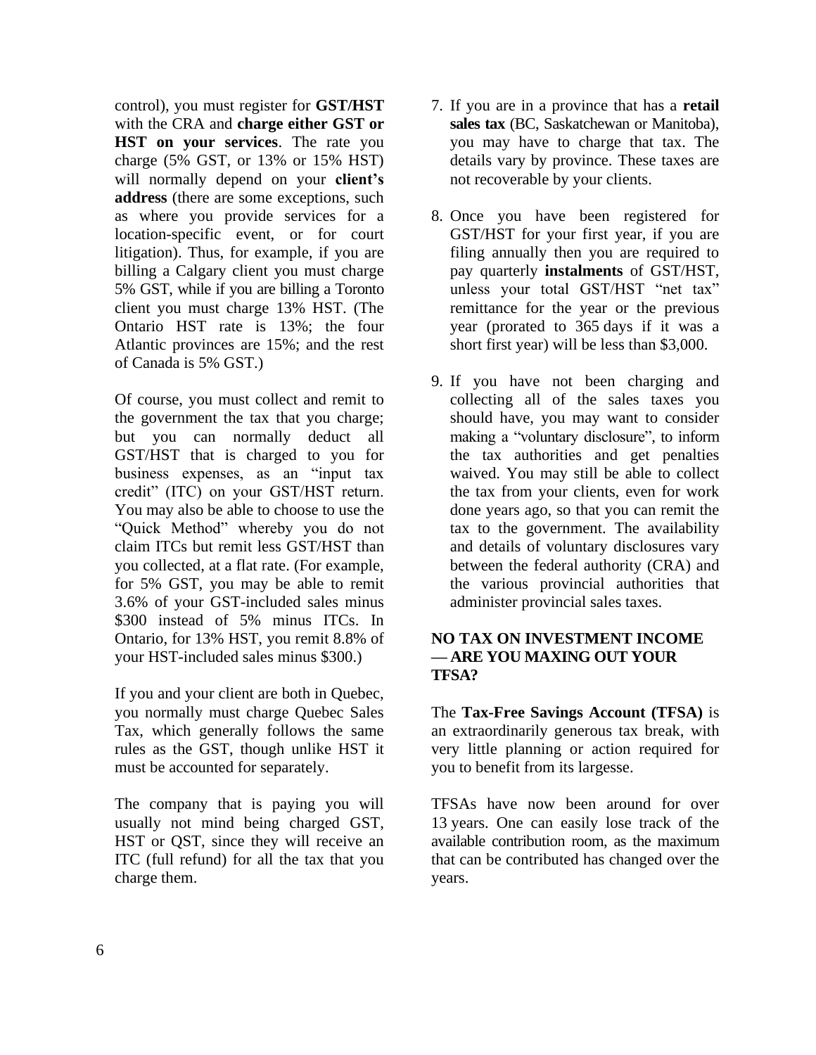control), you must register for **GST/HST** with the CRA and **charge either GST or HST on your services**. The rate you charge (5% GST, or 13% or 15% HST) will normally depend on your **client's address** (there are some exceptions, such as where you provide services for a location-specific event, or for court litigation). Thus, for example, if you are billing a Calgary client you must charge 5% GST, while if you are billing a Toronto client you must charge 13% HST. (The Ontario HST rate is 13%; the four Atlantic provinces are 15%; and the rest of Canada is 5% GST.)

Of course, you must collect and remit to the government the tax that you charge; but you can normally deduct all GST/HST that is charged to you for business expenses, as an "input tax credit" (ITC) on your GST/HST return. You may also be able to choose to use the "Quick Method" whereby you do not claim ITCs but remit less GST/HST than you collected, at a flat rate. (For example, for 5% GST, you may be able to remit 3.6% of your GST-included sales minus $300 instead of 5% minus ITCs. In Ontario, for 13% HST, you remit 8.8% of your HST-included sales minus $300.)

If you and your client are both in Quebec, you normally must charge Quebec Sales Tax, which generally follows the same rules as the GST, though unlike HST it must be accounted for separately.

The company that is paying you will usually not mind being charged GST, HST or QST, since they will receive an ITC (full refund) for all the tax that you charge them.

7. If you are in a province that has a **retail sales tax** (BC, Saskatchewan or Manitoba), you may have to charge that tax. The details vary by province. These taxes are not recoverable by your clients.

8. Once you have been registered for GST/HST for your first year, if you are filing annually then you are required to pay quarterly **instalments** of GST/HST, unless your total GST/HST "net tax" remittance for the year or the previous year (prorated to 365 days if it was a short first year) will be less than $3,000.

9. If you have not been charging and collecting all of the sales taxes you should have, you may want to consider making a "voluntary disclosure", to inform the tax authorities and get penalties waived. You may still be able to collect the tax from your clients, even for work done years ago, so that you can remit the tax to the government. The availability and details of voluntary disclosures vary between the federal authority (CRA) and the various provincial authorities that administer provincial sales taxes.

## NO TAX ON INVESTMENT INCOME — ARE YOU MAXING OUT YOUR TFSA?

The **Tax-Free Savings Account (TFSA)** is an extraordinarily generous tax break, with very little planning or action required for you to benefit from its largesse.

TFSAs have now been around for over 13 years. One can easily lose track of the available contribution room, as the maximum that can be contributed has changed over the years.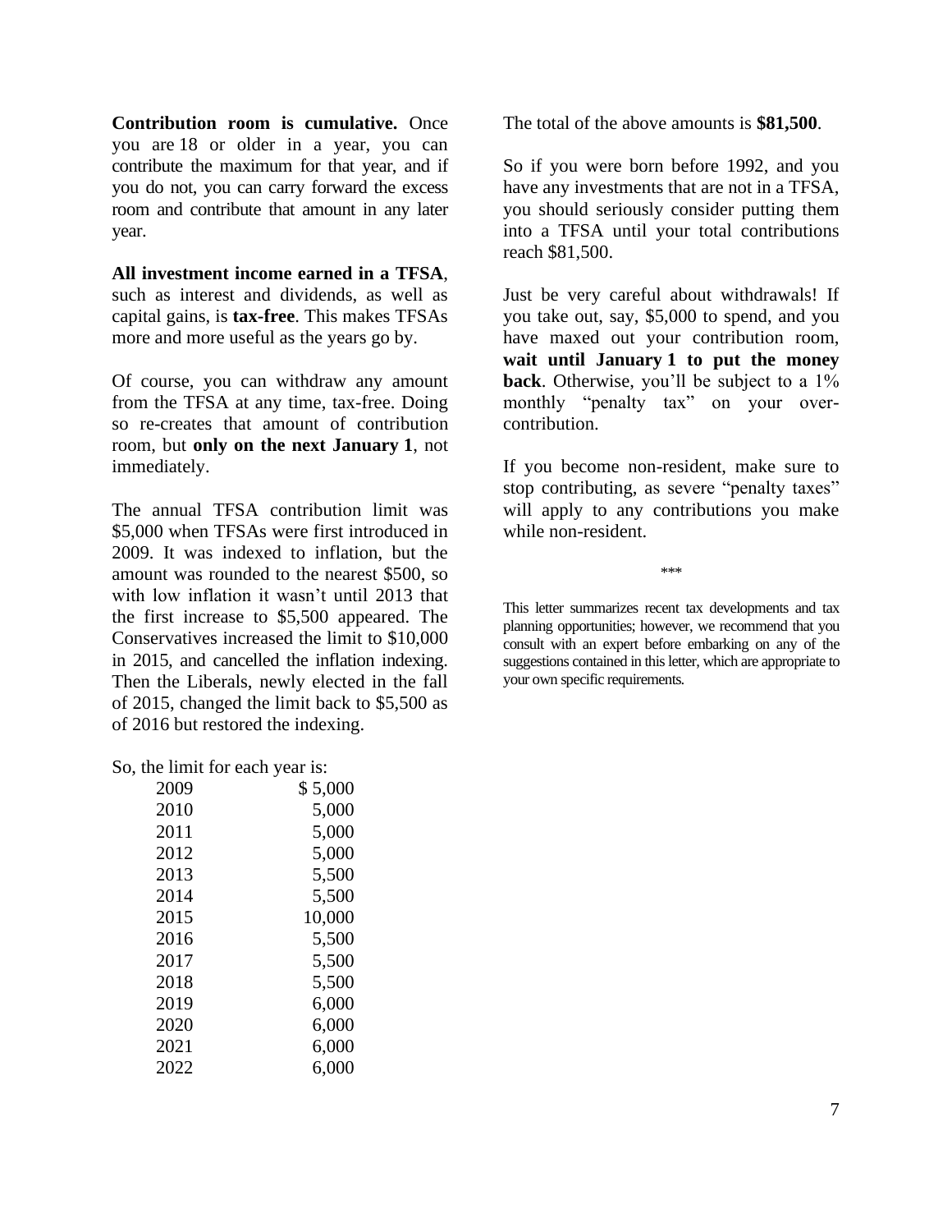**Contribution room is cumulative.** Once you are 18 or older in a year, you can contribute the maximum for that year, and if you do not, you can carry forward the excess room and contribute that amount in any later year.

**All investment income earned in a TFSA**, such as interest and dividends, as well as capital gains, is **tax-free**. This makes TFSAs more and more useful as the years go by.

Of course, you can withdraw any amount from the TFSA at any time, tax-free. Doing so re-creates that amount of contribution room, but **only on the next January 1**, not immediately.

The annual TFSA contribution limit was $5,000 when TFSAs were first introduced in 2009. It was indexed to inflation, but the amount was rounded to the nearest $500, so with low inflation it wasn't until 2013 that the first increase to $5,500 appeared. The Conservatives increased the limit to $10,000 in 2015, and cancelled the inflation indexing. Then the Liberals, newly elected in the fall of 2015, changed the limit back to $5,500 as of 2016 but restored the indexing.

So, the limit for each year is:

| | |
|---|---|
| 2009 | $ 5,000 |
| 2010 | 5,000 |
| 2011 | 5,000 |
| 2012 | 5,000 |
| 2013 | 5,500 |
| 2014 | 5,500 |
| 2015 | 10,000 |
| 2016 | 5,500 |
| 2017 | 5,500 |
| 2018 | 5,500 |
| 2019 | 6,000 |
| 2020 | 6,000 |
| 2021 | 6,000 |
| 2022 | 6,000 |

The total of the above amounts is **$81,500**.

So if you were born before 1992, and you have any investments that are not in a TFSA, you should seriously consider putting them into a TFSA until your total contributions reach $81,500.

Just be very careful about withdrawals! If you take out, say, $5,000 to spend, and you have maxed out your contribution room, **wait until January 1 to put the money back**. Otherwise, you'll be subject to a 1% monthly "penalty tax" on your over-contribution.

If you become non-resident, make sure to stop contributing, as severe "penalty taxes" will apply to any contributions you make while non-resident.

\*\*\*

This letter summarizes recent tax developments and tax planning opportunities; however, we recommend that you consult with an expert before embarking on any of the suggestions contained in this letter, which are appropriate to your own specific requirements.